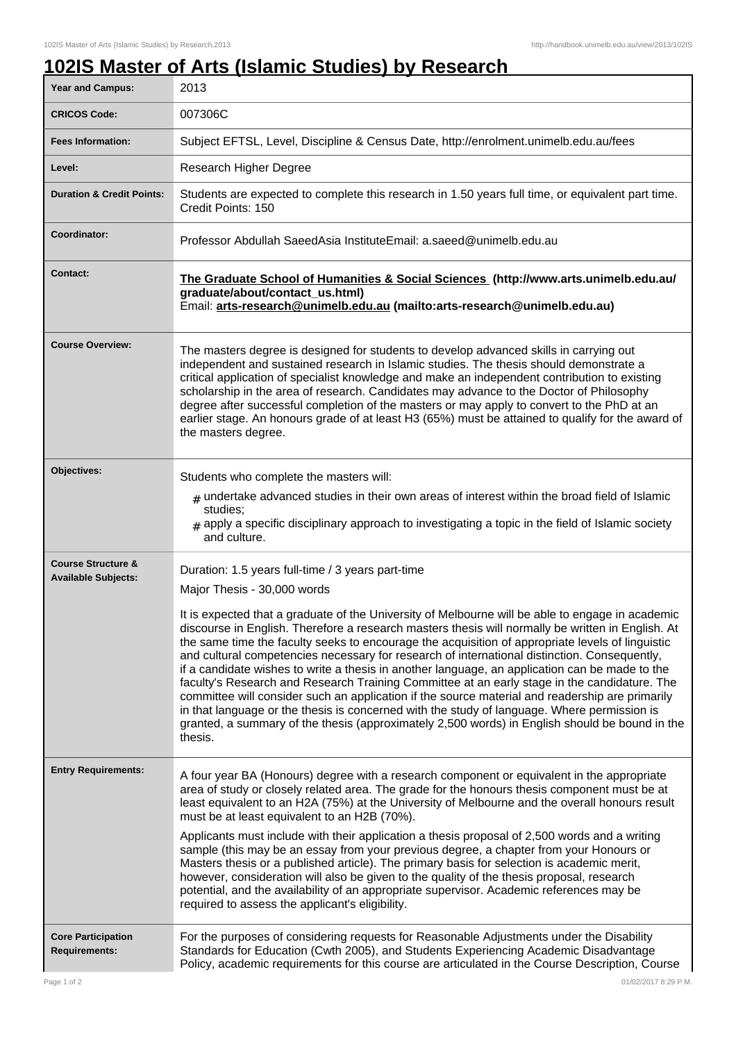# 102IS Master of Arts (Islamic Studies) by Research

| | |
|---|---|
| **Year and Campus:** | 2013 |
| **CRICOS Code:** | 007306C |
| **Fees Information:** | Subject EFTSL, Level, Discipline & Census Date, http://enrolment.unimelb.edu.au/fees |
| **Level:** | Research Higher Degree |
| **Duration & Credit Points:** | Students are expected to complete this research in 1.50 years full time, or equivalent part time. Credit Points: 150 |
| **Coordinator:** | Professor Abdullah SaeedAsia InstituteEmail: a.saeed@unimelb.edu.au |
| **Contact:** | **The Graduate School of Humanities & Social Sciences (http://www.arts.unimelb.edu.au/graduate/about/contact_us.html)**<br>Email: **arts-research@unimelb.edu.au (mailto:arts-research@unimelb.edu.au)** |
| **Course Overview:** | The masters degree is designed for students to develop advanced skills in carrying out independent and sustained research in Islamic studies. The thesis should demonstrate a critical application of specialist knowledge and make an independent contribution to existing scholarship in the area of research. Candidates may advance to the Doctor of Philosophy degree after successful completion of the masters or may apply to convert to the PhD at an earlier stage. An honours grade of at least H3 (65%) must be attained to qualify for the award of the masters degree. |
| **Objectives:** | Students who complete the masters will:<br># undertake advanced studies in their own areas of interest within the broad field of Islamic studies;<br># apply a specific disciplinary approach to investigating a topic in the field of Islamic society and culture. |
| **Course Structure & Available Subjects:** | Duration: 1.5 years full-time / 3 years part-time<br>Major Thesis - 30,000 words<br>It is expected that a graduate of the University of Melbourne will be able to engage in academic discourse in English. Therefore a research masters thesis will normally be written in English. At the same time the faculty seeks to encourage the acquisition of appropriate levels of linguistic and cultural competencies necessary for research of international distinction. Consequently, if a candidate wishes to write a thesis in another language, an application can be made to the faculty's Research and Research Training Committee at an early stage in the candidature. The committee will consider such an application if the source material and readership are primarily in that language or the thesis is concerned with the study of language. Where permission is granted, a summary of the thesis (approximately 2,500 words) in English should be bound in the thesis. |
| **Entry Requirements:** | A four year BA (Honours) degree with a research component or equivalent in the appropriate area of study or closely related area. The grade for the honours thesis component must be at least equivalent to an H2A (75%) at the University of Melbourne and the overall honours result must be at least equivalent to an H2B (70%).<br>Applicants must include with their application a thesis proposal of 2,500 words and a writing sample (this may be an essay from your previous degree, a chapter from your Honours or Masters thesis or a published article). The primary basis for selection is academic merit, however, consideration will also be given to the quality of the thesis proposal, research potential, and the availability of an appropriate supervisor. Academic references may be required to assess the applicant's eligibility. |
| **Core Participation Requirements:** | For the purposes of considering requests for Reasonable Adjustments under the Disability Standards for Education (Cwth 2005), and Students Experiencing Academic Disadvantage Policy, academic requirements for this course are articulated in the Course Description, Course |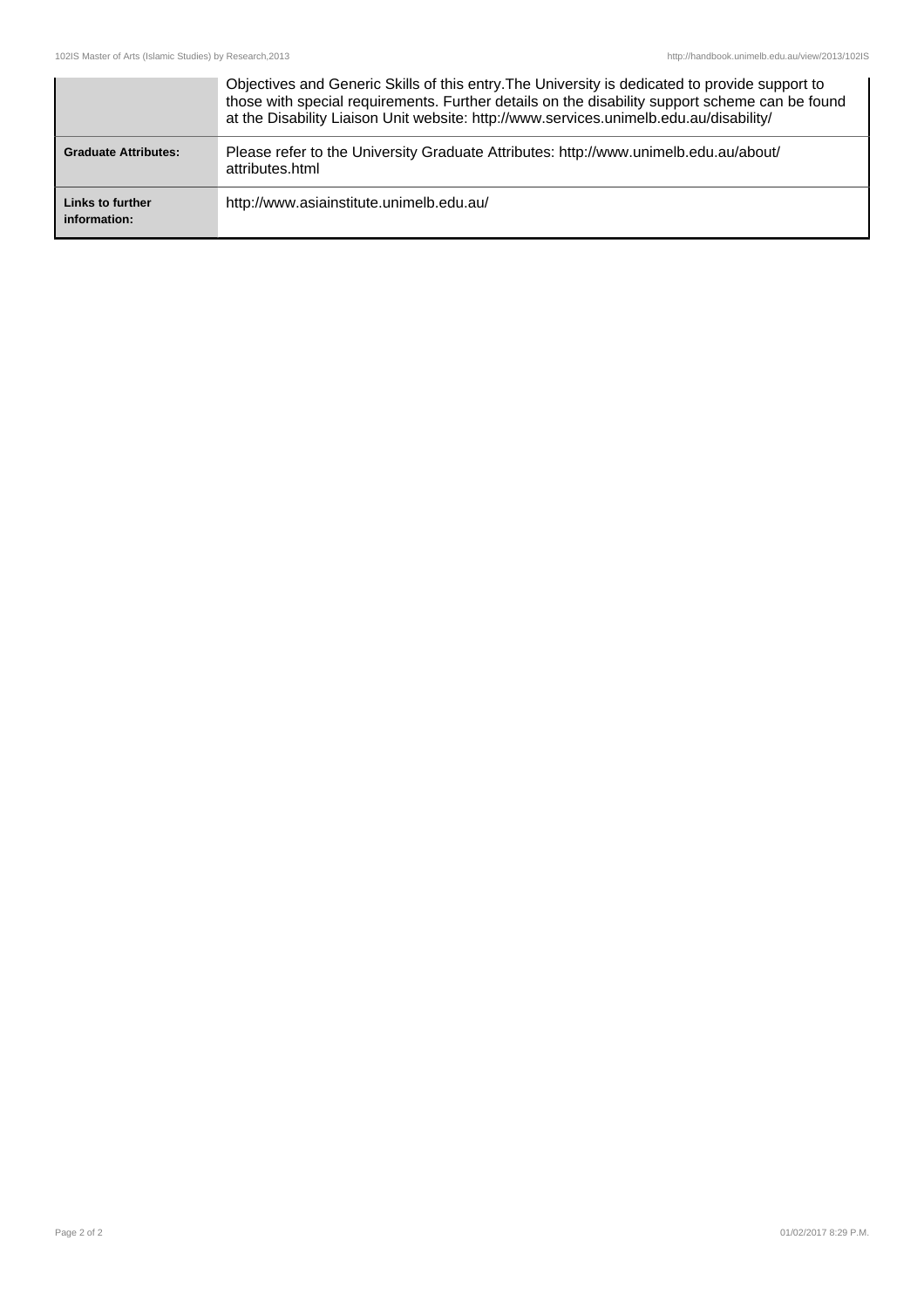| | |
|---|---|
| | Objectives and Generic Skills of this entry.The University is dedicated to provide support to those with special requirements. Further details on the disability support scheme can be found at the Disability Liaison Unit website: http://www.services.unimelb.edu.au/disability/ |
| **Graduate Attributes:** | Please refer to the University Graduate Attributes: http://www.unimelb.edu.au/about/attributes.html |
| **Links to further information:** | http://www.asiainstitute.unimelb.edu.au/ |